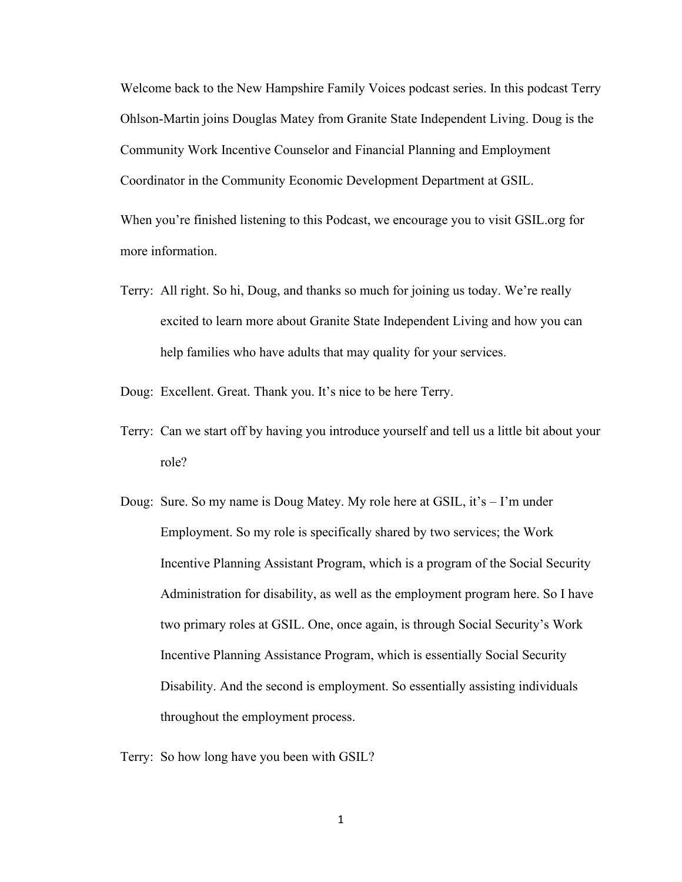Welcome back to the New Hampshire Family Voices podcast series. In this podcast Terry Ohlson-Martin joins Douglas Matey from Granite State Independent Living. Doug is the Community Work Incentive Counselor and Financial Planning and Employment Coordinator in the Community Economic Development Department at GSIL.

When you're finished listening to this Podcast, we encourage you to visit GSIL.org for more information.

Terry: All right. So hi, Doug, and thanks so much for joining us today. We're really excited to learn more about Granite State Independent Living and how you can help families who have adults that may quality for your services.

Doug: Excellent. Great. Thank you. It's nice to be here Terry.

Terry: Can we start off by having you introduce yourself and tell us a little bit about your role?

Doug: Sure. So my name is Doug Matey. My role here at GSIL, it's – I'm under Employment. So my role is specifically shared by two services; the Work Incentive Planning Assistant Program, which is a program of the Social Security Administration for disability, as well as the employment program here. So I have two primary roles at GSIL. One, once again, is through Social Security's Work Incentive Planning Assistance Program, which is essentially Social Security Disability. And the second is employment. So essentially assisting individuals throughout the employment process.

Terry: So how long have you been with GSIL?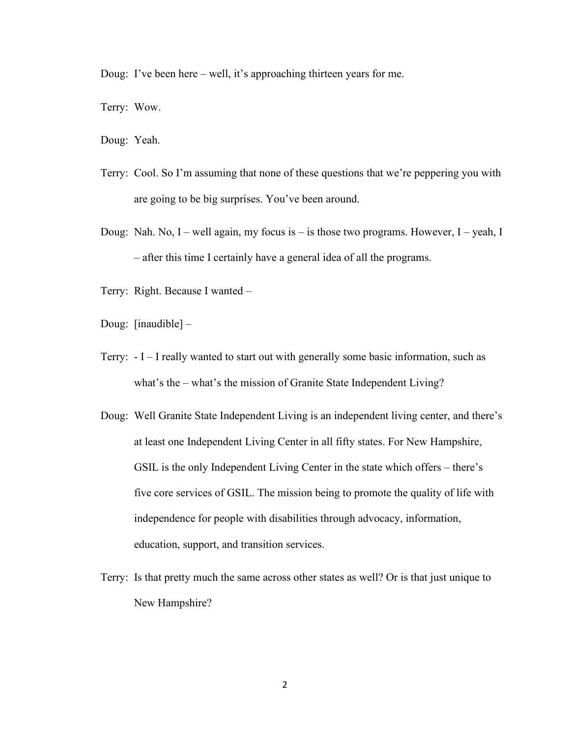Doug: I've been here – well, it's approaching thirteen years for me.

Terry: Wow.

Doug: Yeah.

Terry: Cool. So I'm assuming that none of these questions that we're peppering you with are going to be big surprises. You've been around.

Doug: Nah. No, I – well again, my focus is – is those two programs. However, I – yeah, I – after this time I certainly have a general idea of all the programs.

Terry: Right. Because I wanted –

Doug: [inaudible] –

Terry: - I – I really wanted to start out with generally some basic information, such as what's the – what's the mission of Granite State Independent Living?

Doug: Well Granite State Independent Living is an independent living center, and there's at least one Independent Living Center in all fifty states. For New Hampshire, GSIL is the only Independent Living Center in the state which offers – there's five core services of GSIL. The mission being to promote the quality of life with independence for people with disabilities through advocacy, information, education, support, and transition services.

Terry: Is that pretty much the same across other states as well? Or is that just unique to New Hampshire?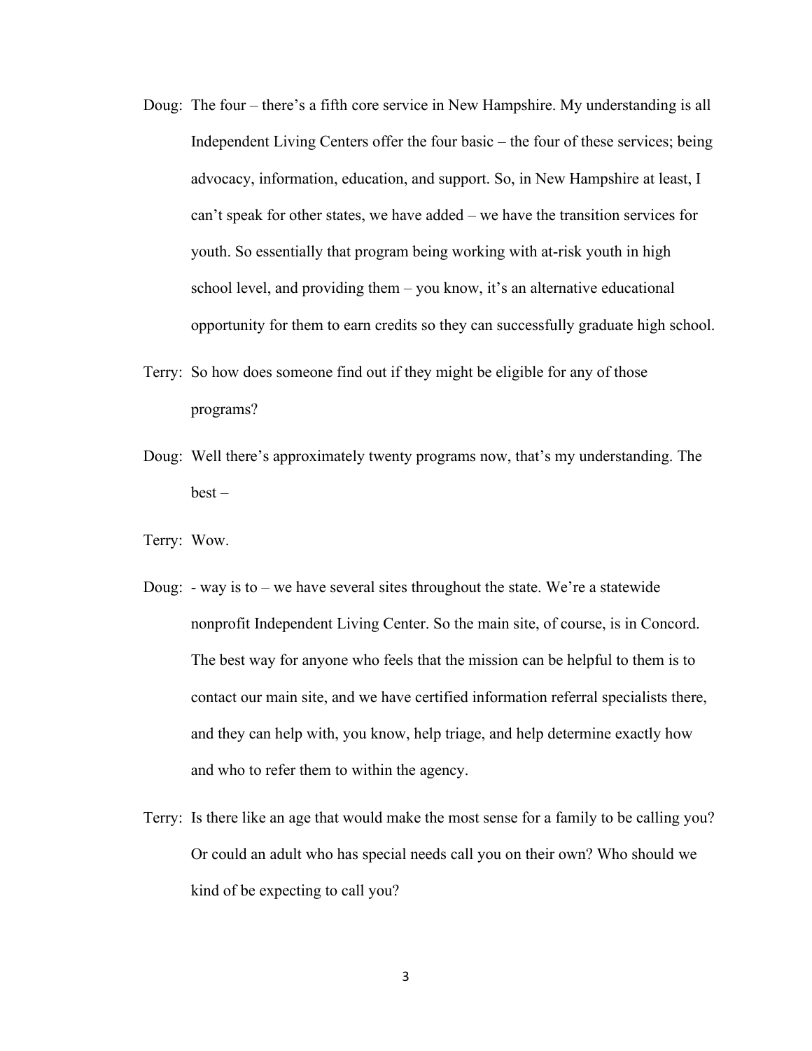Doug: The four – there's a fifth core service in New Hampshire. My understanding is all Independent Living Centers offer the four basic – the four of these services; being advocacy, information, education, and support. So, in New Hampshire at least, I can't speak for other states, we have added – we have the transition services for youth. So essentially that program being working with at-risk youth in high school level, and providing them – you know, it's an alternative educational opportunity for them to earn credits so they can successfully graduate high school.

Terry: So how does someone find out if they might be eligible for any of those programs?

Doug: Well there's approximately twenty programs now, that's my understanding. The best –

Terry: Wow.

Doug: - way is to – we have several sites throughout the state. We're a statewide nonprofit Independent Living Center. So the main site, of course, is in Concord. The best way for anyone who feels that the mission can be helpful to them is to contact our main site, and we have certified information referral specialists there, and they can help with, you know, help triage, and help determine exactly how and who to refer them to within the agency.

Terry: Is there like an age that would make the most sense for a family to be calling you? Or could an adult who has special needs call you on their own? Who should we kind of be expecting to call you?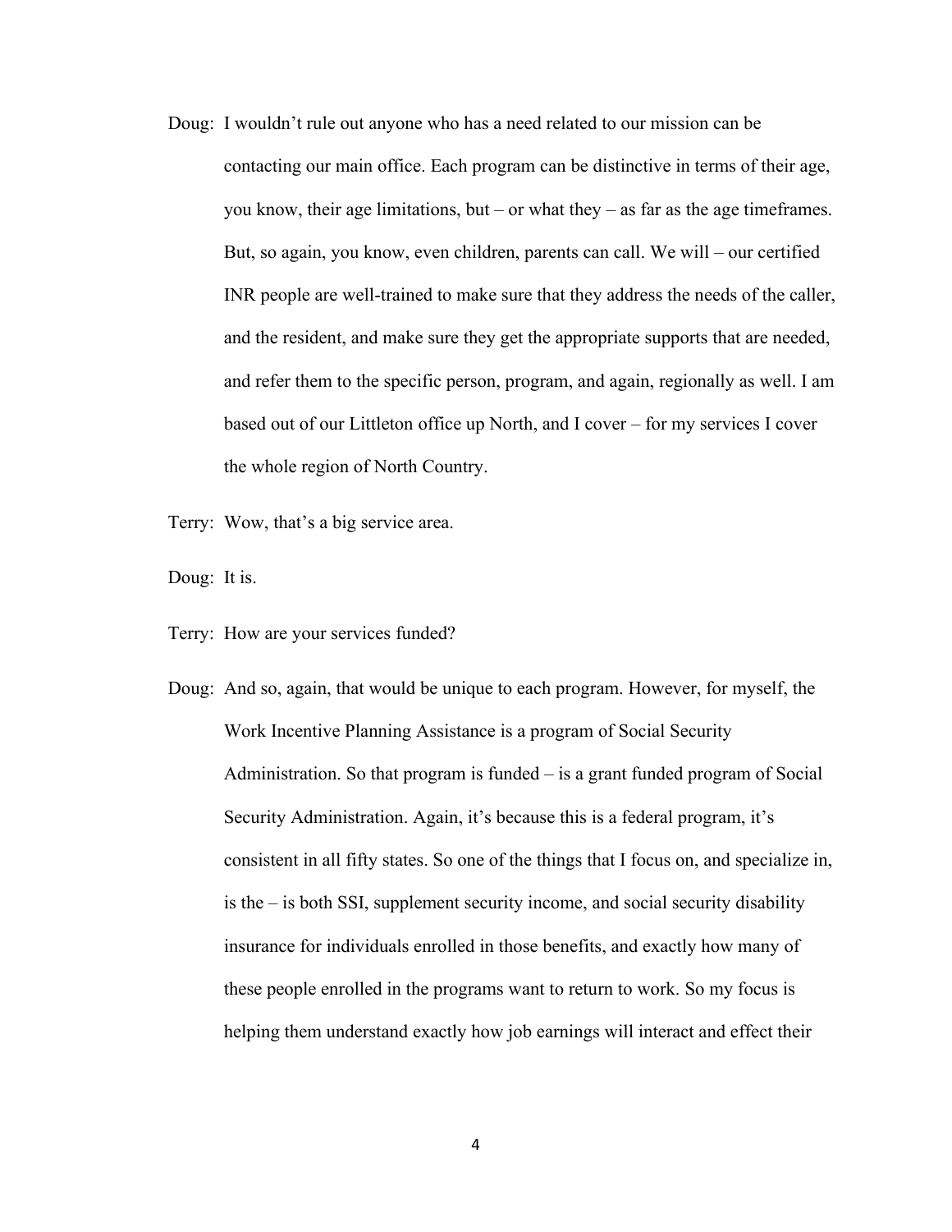Doug: I wouldn't rule out anyone who has a need related to our mission can be contacting our main office. Each program can be distinctive in terms of their age, you know, their age limitations, but – or what they – as far as the age timeframes. But, so again, you know, even children, parents can call. We will – our certified INR people are well-trained to make sure that they address the needs of the caller, and the resident, and make sure they get the appropriate supports that are needed, and refer them to the specific person, program, and again, regionally as well. I am based out of our Littleton office up North, and I cover – for my services I cover the whole region of North Country.

Terry: Wow, that's a big service area.

Doug: It is.

Terry: How are your services funded?

Doug: And so, again, that would be unique to each program. However, for myself, the Work Incentive Planning Assistance is a program of Social Security Administration. So that program is funded – is a grant funded program of Social Security Administration. Again, it's because this is a federal program, it's consistent in all fifty states. So one of the things that I focus on, and specialize in, is the – is both SSI, supplement security income, and social security disability insurance for individuals enrolled in those benefits, and exactly how many of these people enrolled in the programs want to return to work. So my focus is helping them understand exactly how job earnings will interact and effect their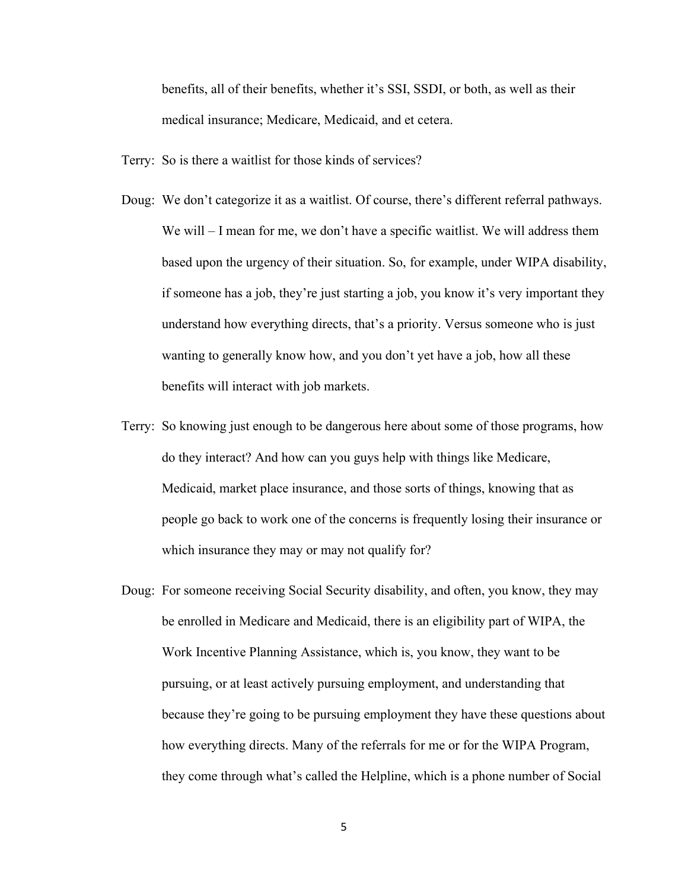benefits, all of their benefits, whether it's SSI, SSDI, or both, as well as their medical insurance; Medicare, Medicaid, and et cetera.

Terry: So is there a waitlist for those kinds of services?

Doug: We don't categorize it as a waitlist. Of course, there's different referral pathways. We will – I mean for me, we don't have a specific waitlist. We will address them based upon the urgency of their situation. So, for example, under WIPA disability, if someone has a job, they're just starting a job, you know it's very important they understand how everything directs, that's a priority. Versus someone who is just wanting to generally know how, and you don't yet have a job, how all these benefits will interact with job markets.

Terry: So knowing just enough to be dangerous here about some of those programs, how do they interact? And how can you guys help with things like Medicare, Medicaid, market place insurance, and those sorts of things, knowing that as people go back to work one of the concerns is frequently losing their insurance or which insurance they may or may not qualify for?

Doug: For someone receiving Social Security disability, and often, you know, they may be enrolled in Medicare and Medicaid, there is an eligibility part of WIPA, the Work Incentive Planning Assistance, which is, you know, they want to be pursuing, or at least actively pursuing employment, and understanding that because they're going to be pursuing employment they have these questions about how everything directs. Many of the referrals for me or for the WIPA Program, they come through what's called the Helpline, which is a phone number of Social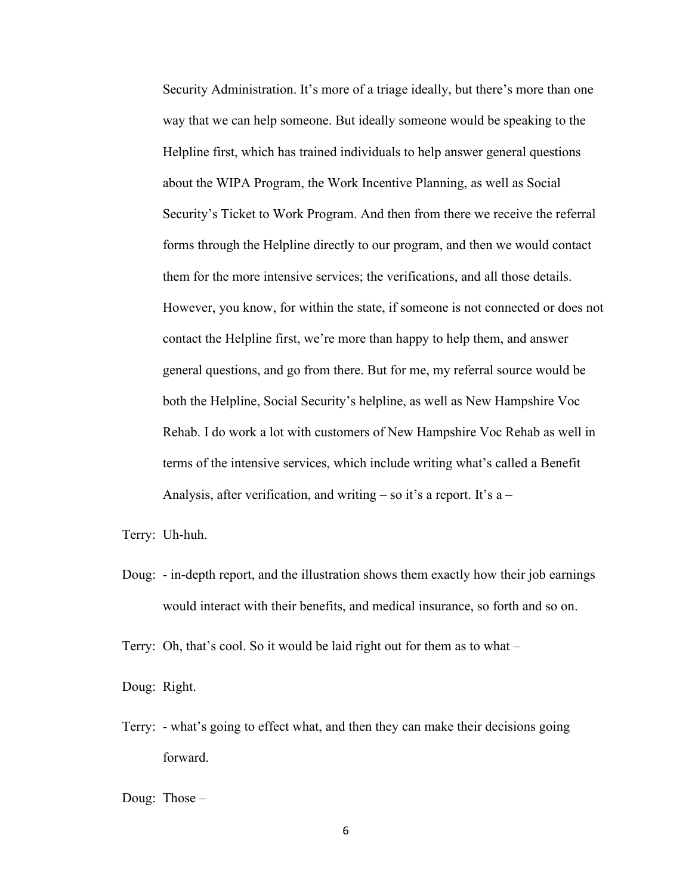Security Administration. It's more of a triage ideally, but there's more than one way that we can help someone. But ideally someone would be speaking to the Helpline first, which has trained individuals to help answer general questions about the WIPA Program, the Work Incentive Planning, as well as Social Security's Ticket to Work Program. And then from there we receive the referral forms through the Helpline directly to our program, and then we would contact them for the more intensive services; the verifications, and all those details. However, you know, for within the state, if someone is not connected or does not contact the Helpline first, we're more than happy to help them, and answer general questions, and go from there. But for me, my referral source would be both the Helpline, Social Security's helpline, as well as New Hampshire Voc Rehab. I do work a lot with customers of New Hampshire Voc Rehab as well in terms of the intensive services, which include writing what's called a Benefit Analysis, after verification, and writing – so it's a report. It's a –

Terry: Uh-huh.

Doug: - in-depth report, and the illustration shows them exactly how their job earnings would interact with their benefits, and medical insurance, so forth and so on.

Terry: Oh, that's cool. So it would be laid right out for them as to what –

Doug: Right.

Terry: - what's going to effect what, and then they can make their decisions going forward.

Doug: Those –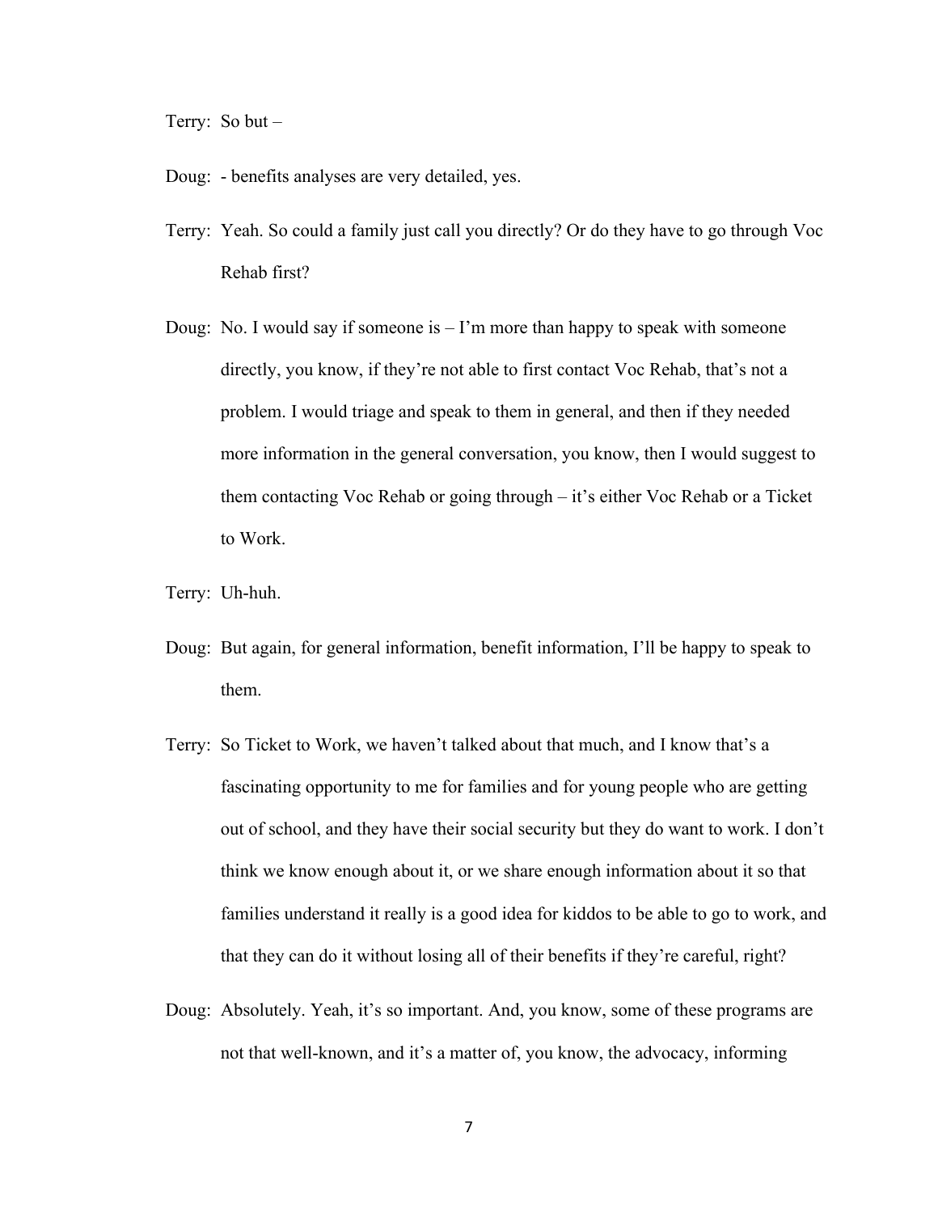Terry: So but –

Doug: - benefits analyses are very detailed, yes.

Terry: Yeah. So could a family just call you directly? Or do they have to go through Voc Rehab first?

Doug: No. I would say if someone is – I'm more than happy to speak with someone directly, you know, if they're not able to first contact Voc Rehab, that's not a problem. I would triage and speak to them in general, and then if they needed more information in the general conversation, you know, then I would suggest to them contacting Voc Rehab or going through – it's either Voc Rehab or a Ticket to Work.

Terry: Uh-huh.

Doug: But again, for general information, benefit information, I'll be happy to speak to them.

Terry: So Ticket to Work, we haven't talked about that much, and I know that's a fascinating opportunity to me for families and for young people who are getting out of school, and they have their social security but they do want to work. I don't think we know enough about it, or we share enough information about it so that families understand it really is a good idea for kiddos to be able to go to work, and that they can do it without losing all of their benefits if they're careful, right?

Doug: Absolutely. Yeah, it's so important. And, you know, some of these programs are not that well-known, and it's a matter of, you know, the advocacy, informing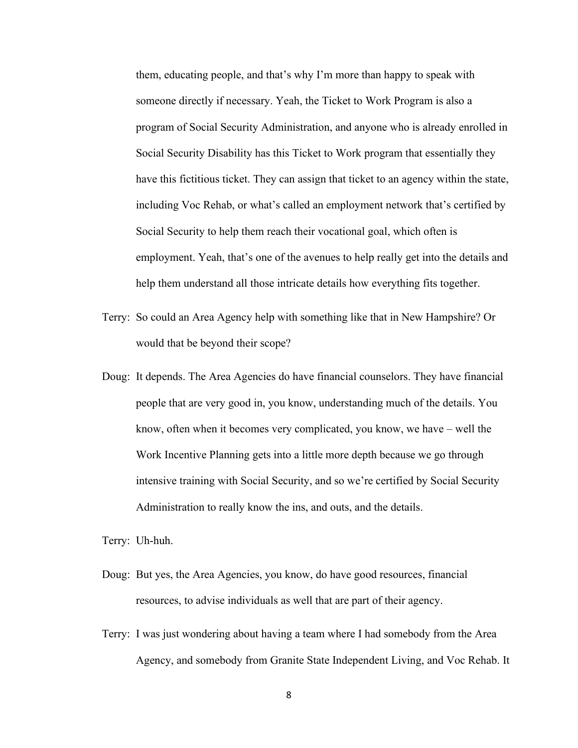them, educating people, and that's why I'm more than happy to speak with someone directly if necessary. Yeah, the Ticket to Work Program is also a program of Social Security Administration, and anyone who is already enrolled in Social Security Disability has this Ticket to Work program that essentially they have this fictitious ticket. They can assign that ticket to an agency within the state, including Voc Rehab, or what's called an employment network that's certified by Social Security to help them reach their vocational goal, which often is employment. Yeah, that's one of the avenues to help really get into the details and help them understand all those intricate details how everything fits together.

Terry: So could an Area Agency help with something like that in New Hampshire? Or would that be beyond their scope?

Doug: It depends. The Area Agencies do have financial counselors. They have financial people that are very good in, you know, understanding much of the details. You know, often when it becomes very complicated, you know, we have – well the Work Incentive Planning gets into a little more depth because we go through intensive training with Social Security, and so we're certified by Social Security Administration to really know the ins, and outs, and the details.

Terry: Uh-huh.

Doug: But yes, the Area Agencies, you know, do have good resources, financial resources, to advise individuals as well that are part of their agency.

Terry: I was just wondering about having a team where I had somebody from the Area Agency, and somebody from Granite State Independent Living, and Voc Rehab. It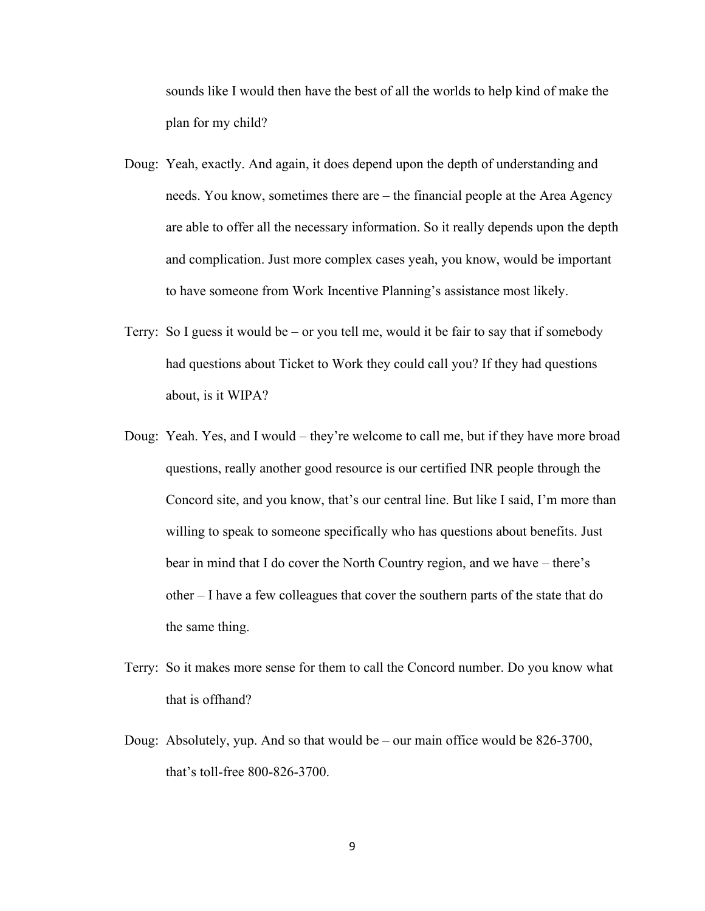sounds like I would then have the best of all the worlds to help kind of make the plan for my child?

Doug: Yeah, exactly. And again, it does depend upon the depth of understanding and needs. You know, sometimes there are – the financial people at the Area Agency are able to offer all the necessary information. So it really depends upon the depth and complication. Just more complex cases yeah, you know, would be important to have someone from Work Incentive Planning's assistance most likely.

Terry: So I guess it would be – or you tell me, would it be fair to say that if somebody had questions about Ticket to Work they could call you? If they had questions about, is it WIPA?

Doug: Yeah. Yes, and I would – they're welcome to call me, but if they have more broad questions, really another good resource is our certified INR people through the Concord site, and you know, that's our central line. But like I said, I'm more than willing to speak to someone specifically who has questions about benefits. Just bear in mind that I do cover the North Country region, and we have – there's other – I have a few colleagues that cover the southern parts of the state that do the same thing.

Terry: So it makes more sense for them to call the Concord number. Do you know what that is offhand?

Doug: Absolutely, yup. And so that would be – our main office would be 826-3700, that's toll-free 800-826-3700.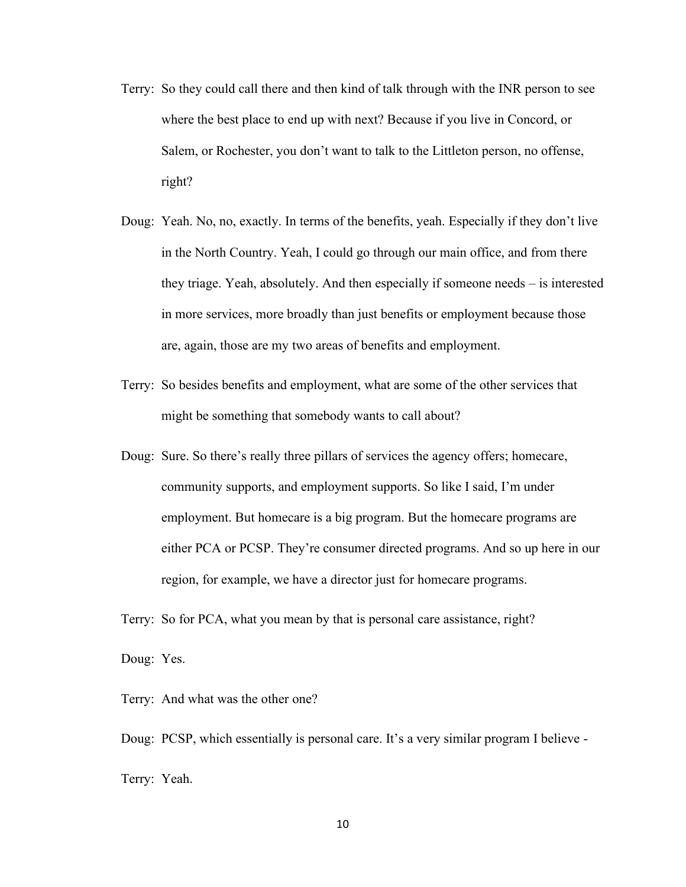Terry: So they could call there and then kind of talk through with the INR person to see where the best place to end up with next? Because if you live in Concord, or Salem, or Rochester, you don't want to talk to the Littleton person, no offense, right?

Doug: Yeah. No, no, exactly. In terms of the benefits, yeah. Especially if they don't live in the North Country. Yeah, I could go through our main office, and from there they triage. Yeah, absolutely. And then especially if someone needs – is interested in more services, more broadly than just benefits or employment because those are, again, those are my two areas of benefits and employment.

Terry: So besides benefits and employment, what are some of the other services that might be something that somebody wants to call about?

Doug: Sure. So there's really three pillars of services the agency offers; homecare, community supports, and employment supports. So like I said, I'm under employment. But homecare is a big program. But the homecare programs are either PCA or PCSP. They're consumer directed programs. And so up here in our region, for example, we have a director just for homecare programs.

Terry: So for PCA, what you mean by that is personal care assistance, right?

Doug: Yes.

Terry: And what was the other one?

Doug: PCSP, which essentially is personal care. It's a very similar program I believe -

Terry: Yeah.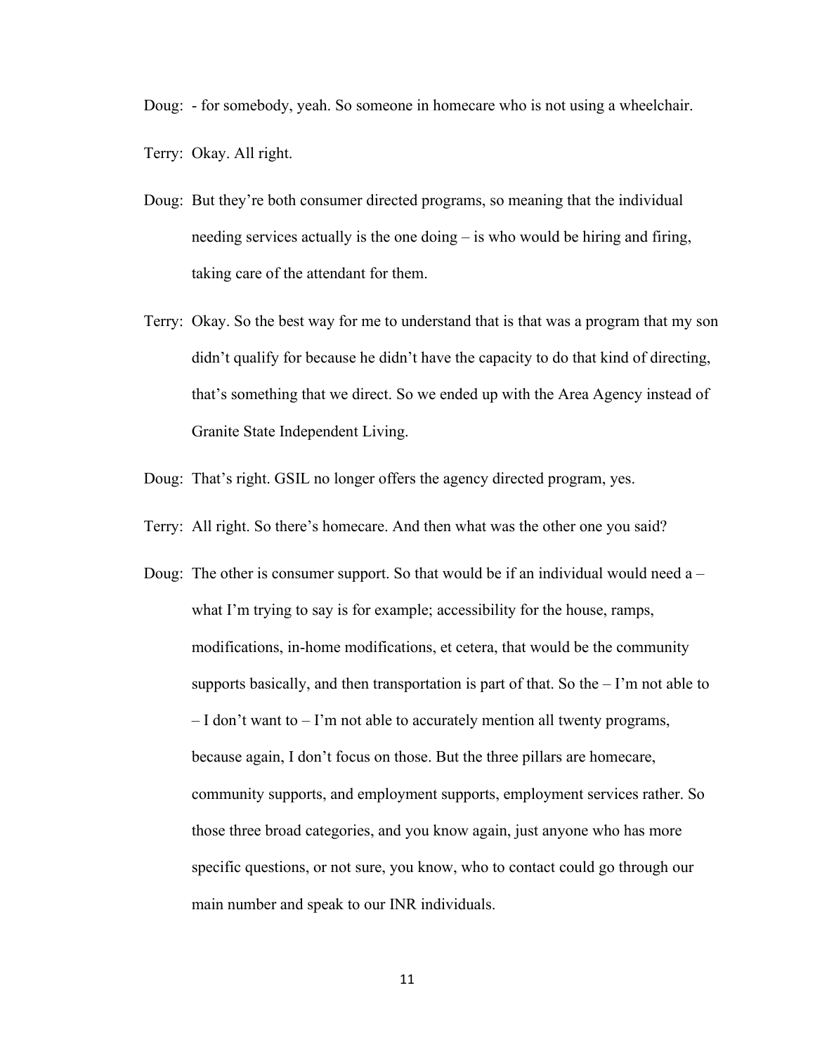Doug: - for somebody, yeah. So someone in homecare who is not using a wheelchair.

Terry: Okay. All right.

Doug: But they're both consumer directed programs, so meaning that the individual needing services actually is the one doing – is who would be hiring and firing, taking care of the attendant for them.

Terry: Okay. So the best way for me to understand that is that was a program that my son didn't qualify for because he didn't have the capacity to do that kind of directing, that's something that we direct. So we ended up with the Area Agency instead of Granite State Independent Living.

Doug: That's right. GSIL no longer offers the agency directed program, yes.

Terry: All right. So there's homecare. And then what was the other one you said?

Doug: The other is consumer support. So that would be if an individual would need a – what I'm trying to say is for example; accessibility for the house, ramps, modifications, in-home modifications, et cetera, that would be the community supports basically, and then transportation is part of that. So the – I'm not able to – I don't want to – I'm not able to accurately mention all twenty programs, because again, I don't focus on those. But the three pillars are homecare, community supports, and employment supports, employment services rather. So those three broad categories, and you know again, just anyone who has more specific questions, or not sure, you know, who to contact could go through our main number and speak to our INR individuals.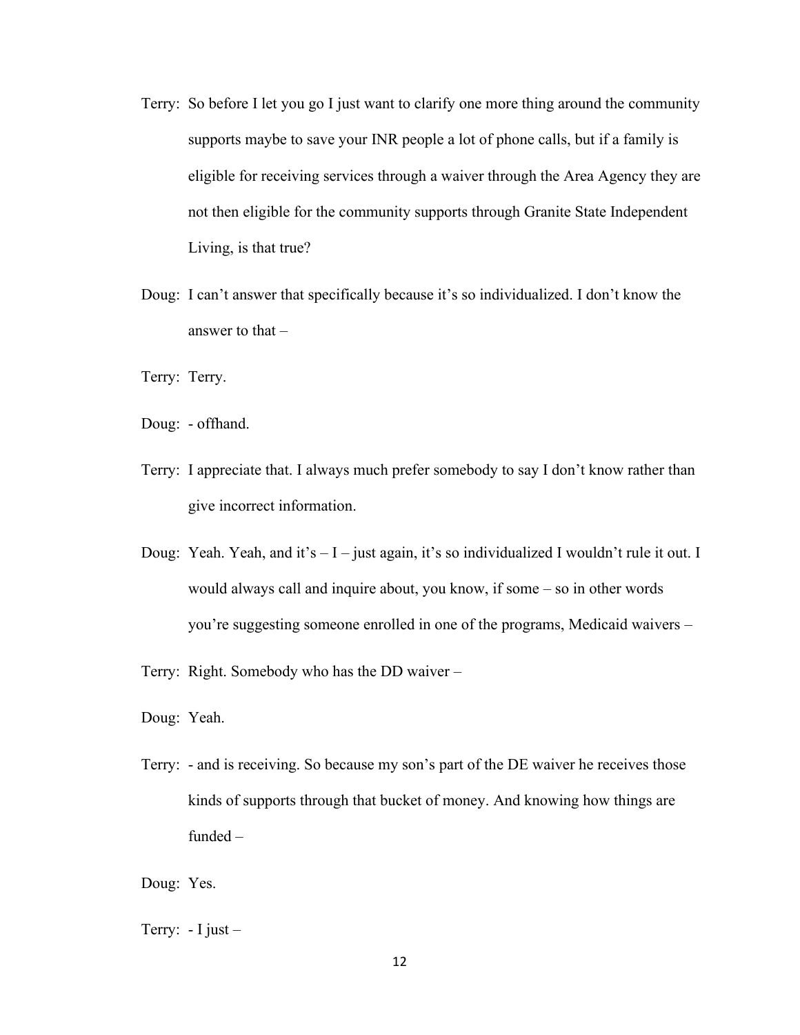Terry: So before I let you go I just want to clarify one more thing around the community supports maybe to save your INR people a lot of phone calls, but if a family is eligible for receiving services through a waiver through the Area Agency they are not then eligible for the community supports through Granite State Independent Living, is that true?

Doug: I can't answer that specifically because it's so individualized. I don't know the answer to that –

Terry: Terry.

Doug: - offhand.

Terry: I appreciate that. I always much prefer somebody to say I don't know rather than give incorrect information.

Doug: Yeah. Yeah, and it's – I – just again, it's so individualized I wouldn't rule it out. I would always call and inquire about, you know, if some – so in other words you're suggesting someone enrolled in one of the programs, Medicaid waivers –

Terry: Right. Somebody who has the DD waiver –

Doug: Yeah.

Terry: - and is receiving. So because my son's part of the DE waiver he receives those kinds of supports through that bucket of money. And knowing how things are funded –

Doug: Yes.

Terry: - I just –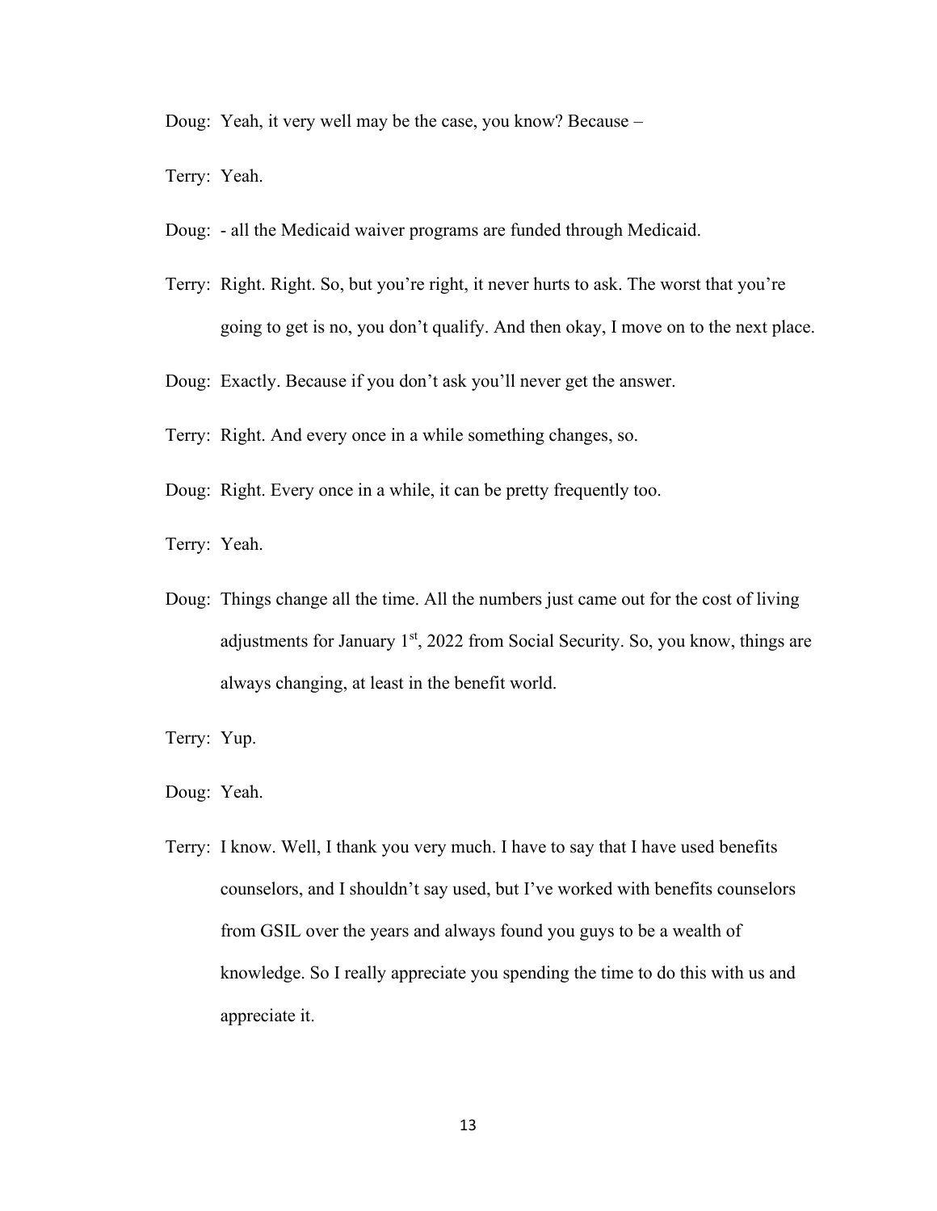Doug: Yeah, it very well may be the case, you know? Because –

Terry: Yeah.

Doug: - all the Medicaid waiver programs are funded through Medicaid.

Terry: Right. Right. So, but you're right, it never hurts to ask. The worst that you're going to get is no, you don't qualify. And then okay, I move on to the next place.

Doug: Exactly. Because if you don't ask you'll never get the answer.

Terry: Right. And every once in a while something changes, so.

Doug: Right. Every once in a while, it can be pretty frequently too.

Terry: Yeah.

Doug: Things change all the time. All the numbers just came out for the cost of living adjustments for January 1st, 2022 from Social Security. So, you know, things are always changing, at least in the benefit world.

Terry: Yup.

Doug: Yeah.

Terry: I know. Well, I thank you very much. I have to say that I have used benefits counselors, and I shouldn't say used, but I've worked with benefits counselors from GSIL over the years and always found you guys to be a wealth of knowledge. So I really appreciate you spending the time to do this with us and appreciate it.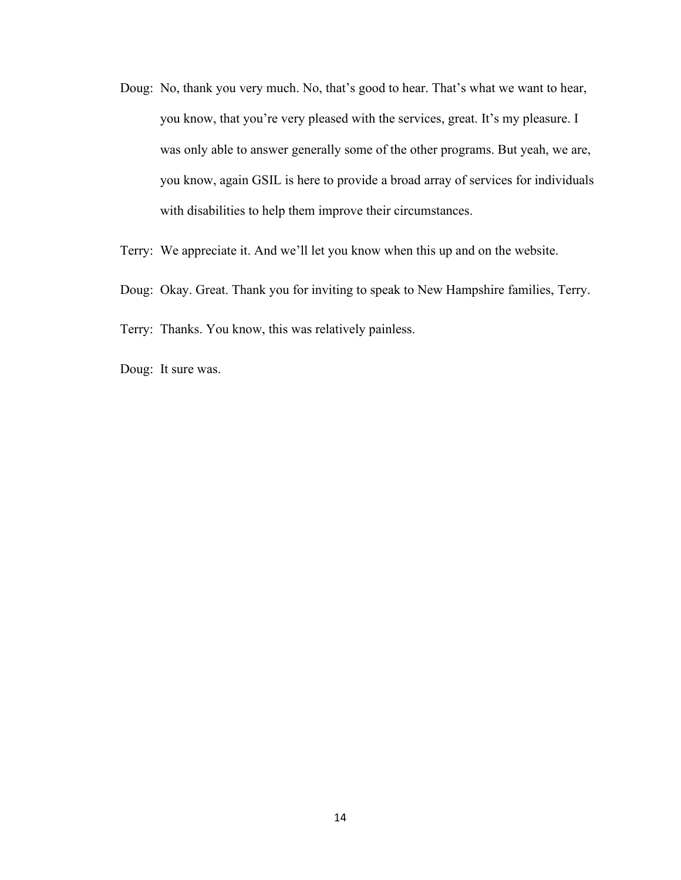Doug: No, thank you very much. No, that's good to hear. That's what we want to hear, you know, that you're very pleased with the services, great. It's my pleasure. I was only able to answer generally some of the other programs. But yeah, we are, you know, again GSIL is here to provide a broad array of services for individuals with disabilities to help them improve their circumstances.

Terry: We appreciate it. And we'll let you know when this up and on the website.

Doug: Okay. Great. Thank you for inviting to speak to New Hampshire families, Terry.

Terry: Thanks. You know, this was relatively painless.

Doug: It sure was.